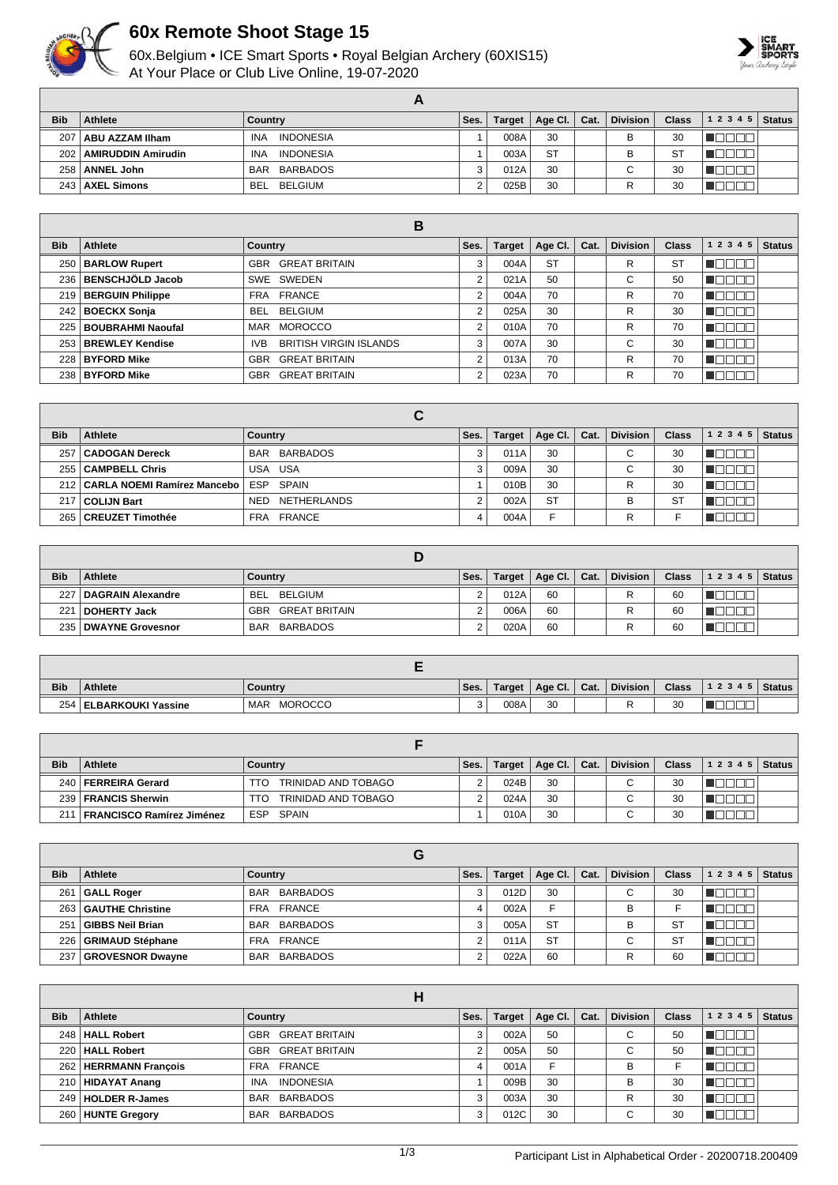# 60x Remote Shoot Stage 15

60x.Belgium • ICE Smart Sports • Royal Belgian Archery (60XIS15)
At Your Place or Club Live Online, 19-07-2020

## A

| Bib | Athlete | Country | Ses. | Target | Age Cl. | Cat. | Division | Class | 1 2 3 4 5 | Status |
|---|---|---|---|---|---|---|---|---|---|---|
| 207 | ABU AZZAM Ilham | INA INDONESIA | 1 | 008A | 30 | | B | 30 | | |
| 202 | AMIRUDDIN Amirudin | INA INDONESIA | 1 | 003A | ST | | B | ST | | |
| 258 | ANNEL John | BAR BARBADOS | 3 | 012A | 30 | | C | 30 | | |
| 243 | AXEL Simons | BEL BELGIUM | 2 | 025B | 30 | | R | 30 | | |

## B

| Bib | Athlete | Country | Ses. | Target | Age Cl. | Cat. | Division | Class | 1 2 3 4 5 | Status |
|---|---|---|---|---|---|---|---|---|---|---|
| 250 | BARLOW Rupert | GBR GREAT BRITAIN | 3 | 004A | ST | | R | ST | | |
| 236 | BENSCHJÖLD Jacob | SWE SWEDEN | 2 | 021A | 50 | | C | 50 | | |
| 219 | BERGUIN Philippe | FRA FRANCE | 2 | 004A | 70 | | R | 70 | | |
| 242 | BOECKX Sonja | BEL BELGIUM | 2 | 025A | 30 | | R | 30 | | |
| 225 | BOUBRAHMI Naoufal | MAR MOROCCO | 2 | 010A | 70 | | R | 70 | | |
| 253 | BREWLEY Kendise | IVB BRITISH VIRGIN ISLANDS | 3 | 007A | 30 | | C | 30 | | |
| 228 | BYFORD Mike | GBR GREAT BRITAIN | 2 | 013A | 70 | | R | 70 | | |
| 238 | BYFORD Mike | GBR GREAT BRITAIN | 2 | 023A | 70 | | R | 70 | | |

## C

| Bib | Athlete | Country | Ses. | Target | Age Cl. | Cat. | Division | Class | 1 2 3 4 5 | Status |
|---|---|---|---|---|---|---|---|---|---|---|
| 257 | CADOGAN Dereck | BAR BARBADOS | 3 | 011A | 30 | | C | 30 | | |
| 255 | CAMPBELL Chris | USA USA | 3 | 009A | 30 | | C | 30 | | |
| 212 | CARLA NOEMI Ramírez Mancebo | ESP SPAIN | 1 | 010B | 30 | | R | 30 | | |
| 217 | COLIJN Bart | NED NETHERLANDS | 2 | 002A | ST | | B | ST | | |
| 265 | CREUZET Timothée | FRA FRANCE | 4 | 004A | F | | R | F | | |

## D

| Bib | Athlete | Country | Ses. | Target | Age Cl. | Cat. | Division | Class | 1 2 3 4 5 | Status |
|---|---|---|---|---|---|---|---|---|---|---|
| 227 | DAGRAIN Alexandre | BEL BELGIUM | 2 | 012A | 60 | | R | 60 | | |
| 221 | DOHERTY Jack | GBR GREAT BRITAIN | 2 | 006A | 60 | | R | 60 | | |
| 235 | DWAYNE Grovesnor | BAR BARBADOS | 2 | 020A | 60 | | R | 60 | | |

## E

| Bib | Athlete | Country | Ses. | Target | Age Cl. | Cat. | Division | Class | 1 2 3 4 5 | Status |
|---|---|---|---|---|---|---|---|---|---|---|
| 254 | ELBARKOUKI Yassine | MAR MOROCCO | 3 | 008A | 30 | | R | 30 | | |

## F

| Bib | Athlete | Country | Ses. | Target | Age Cl. | Cat. | Division | Class | 1 2 3 4 5 | Status |
|---|---|---|---|---|---|---|---|---|---|---|
| 240 | FERREIRA Gerard | TTO TRINIDAD AND TOBAGO | 2 | 024B | 30 | | C | 30 | | |
| 239 | FRANCIS Sherwin | TTO TRINIDAD AND TOBAGO | 2 | 024A | 30 | | C | 30 | | |
| 211 | FRANCISCO Ramírez Jiménez | ESP SPAIN | 1 | 010A | 30 | | C | 30 | | |

## G

| Bib | Athlete | Country | Ses. | Target | Age Cl. | Cat. | Division | Class | 1 2 3 4 5 | Status |
|---|---|---|---|---|---|---|---|---|---|---|
| 261 | GALL Roger | BAR BARBADOS | 3 | 012D | 30 | | C | 30 | | |
| 263 | GAUTHE Christine | FRA FRANCE | 4 | 002A | F | | B | F | | |
| 251 | GIBBS Neil Brian | BAR BARBADOS | 3 | 005A | ST | | B | ST | | |
| 226 | GRIMAUD Stéphane | FRA FRANCE | 2 | 011A | ST | | C | ST | | |
| 237 | GROVESNOR Dwayne | BAR BARBADOS | 2 | 022A | 60 | | R | 60 | | |

## H

| Bib | Athlete | Country | Ses. | Target | Age Cl. | Cat. | Division | Class | 1 2 3 4 5 | Status |
|---|---|---|---|---|---|---|---|---|---|---|
| 248 | HALL Robert | GBR GREAT BRITAIN | 3 | 002A | 50 | | C | 50 | | |
| 220 | HALL Robert | GBR GREAT BRITAIN | 2 | 005A | 50 | | C | 50 | | |
| 262 | HERRMANN François | FRA FRANCE | 4 | 001A | F | | B | F | | |
| 210 | HIDAYAT Anang | INA INDONESIA | 1 | 009B | 30 | | B | 30 | | |
| 249 | HOLDER R-James | BAR BARBADOS | 3 | 003A | 30 | | R | 30 | | |
| 260 | HUNTE Gregory | BAR BARBADOS | 3 | 012C | 30 | | C | 30 | | |

Participant List in Alphabetical Order - 20200718.200409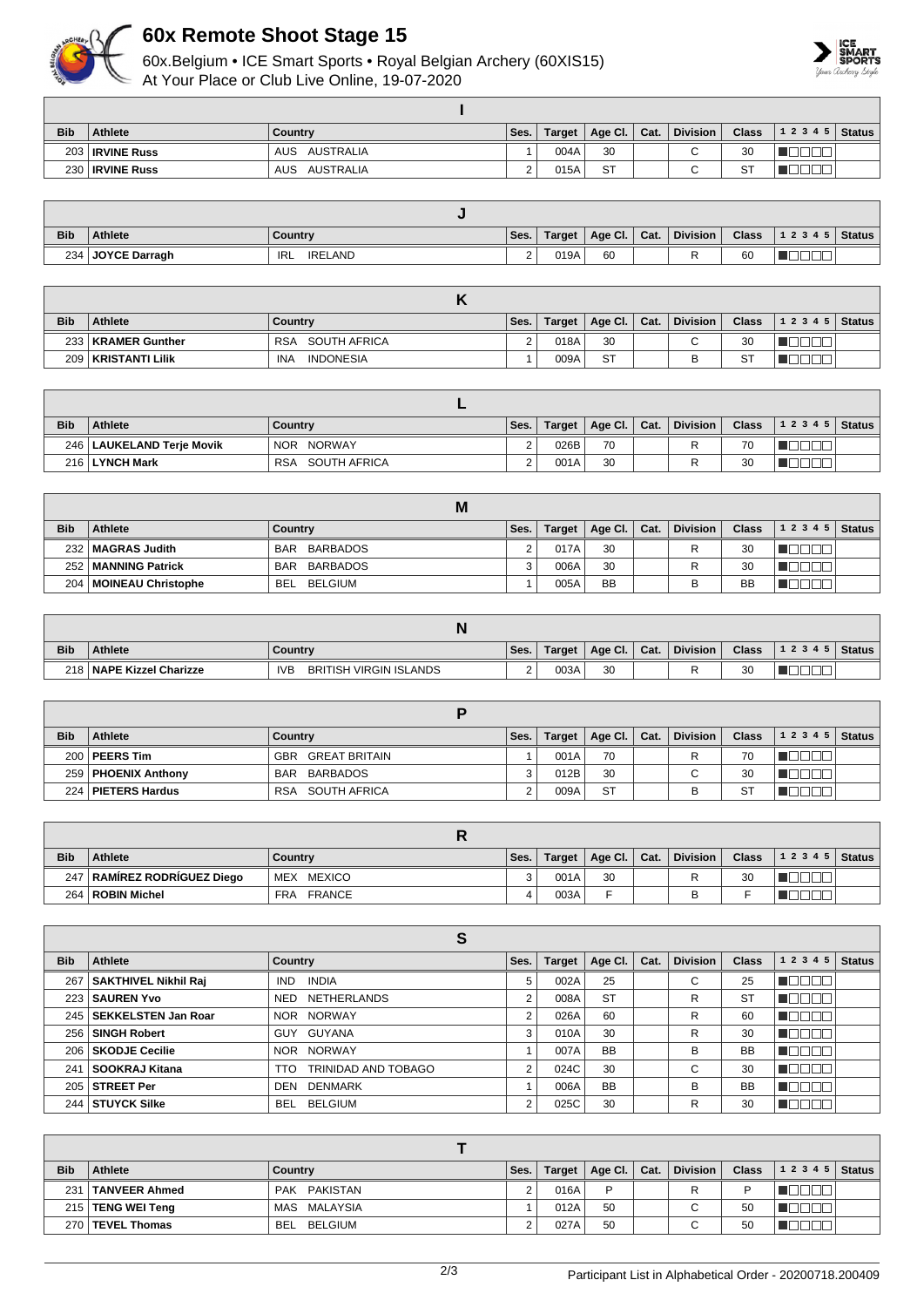# 60x Remote Shoot Stage 15

60x.Belgium • ICE Smart Sports • Royal Belgian Archery (60XIS15)
At Your Place or Club Live Online, 19-07-2020

## I

| Bib | Athlete | Country | Ses. | Target | Age Cl. | Cat. | Division | Class | 1 2 3 4 5 | Status |
|---|---|---|---|---|---|---|---|---|---|---|
| 203 | **IRVINE Russ** | AUS AUSTRALIA | 1 | 004A | 30 | | C | 30 | | |
| 230 | **IRVINE Russ** | AUS AUSTRALIA | 2 | 015A | ST | | C | ST | | |

## J

| Bib | Athlete | Country | Ses. | Target | Age Cl. | Cat. | Division | Class | 1 2 3 4 5 | Status |
|---|---|---|---|---|---|---|---|---|---|---|
| 234 | **JOYCE Darragh** | IRL IRELAND | 2 | 019A | 60 | | R | 60 | | |

## K

| Bib | Athlete | Country | Ses. | Target | Age Cl. | Cat. | Division | Class | 1 2 3 4 5 | Status |
|---|---|---|---|---|---|---|---|---|---|---|
| 233 | **KRAMER Gunther** | RSA SOUTH AFRICA | 2 | 018A | 30 | | C | 30 | | |
| 209 | **KRISTANTI Lilik** | INA INDONESIA | 1 | 009A | ST | | B | ST | | |

## L

| Bib | Athlete | Country | Ses. | Target | Age Cl. | Cat. | Division | Class | 1 2 3 4 5 | Status |
|---|---|---|---|---|---|---|---|---|---|---|
| 246 | **LAUKELAND Terje Movik** | NOR NORWAY | 2 | 026B | 70 | | R | 70 | | |
| 216 | **LYNCH Mark** | RSA SOUTH AFRICA | 2 | 001A | 30 | | R | 30 | | |

## M

| Bib | Athlete | Country | Ses. | Target | Age Cl. | Cat. | Division | Class | 1 2 3 4 5 | Status |
|---|---|---|---|---|---|---|---|---|---|---|
| 232 | **MAGRAS Judith** | BAR BARBADOS | 2 | 017A | 30 | | R | 30 | | |
| 252 | **MANNING Patrick** | BAR BARBADOS | 3 | 006A | 30 | | R | 30 | | |
| 204 | **MOINEAU Christophe** | BEL BELGIUM | 1 | 005A | BB | | B | BB | | |

## N

| Bib | Athlete | Country | Ses. | Target | Age Cl. | Cat. | Division | Class | 1 2 3 4 5 | Status |
|---|---|---|---|---|---|---|---|---|---|---|
| 218 | **NAPE Kizzel Charizze** | IVB BRITISH VIRGIN ISLANDS | 2 | 003A | 30 | | R | 30 | | |

## P

| Bib | Athlete | Country | Ses. | Target | Age Cl. | Cat. | Division | Class | 1 2 3 4 5 | Status |
|---|---|---|---|---|---|---|---|---|---|---|
| 200 | **PEERS Tim** | GBR GREAT BRITAIN | 1 | 001A | 70 | | R | 70 | | |
| 259 | **PHOENIX Anthony** | BAR BARBADOS | 3 | 012B | 30 | | C | 30 | | |
| 224 | **PIETERS Hardus** | RSA SOUTH AFRICA | 2 | 009A | ST | | B | ST | | |

## R

| Bib | Athlete | Country | Ses. | Target | Age Cl. | Cat. | Division | Class | 1 2 3 4 5 | Status |
|---|---|---|---|---|---|---|---|---|---|---|
| 247 | **RAMÍREZ RODRÍGUEZ Diego** | MEX MEXICO | 3 | 001A | 30 | | R | 30 | | |
| 264 | **ROBIN Michel** | FRA FRANCE | 4 | 003A | F | | B | F | | |

## S

| Bib | Athlete | Country | Ses. | Target | Age Cl. | Cat. | Division | Class | 1 2 3 4 5 | Status |
|---|---|---|---|---|---|---|---|---|---|---|
| 267 | **SAKTHIVEL Nikhil Raj** | IND INDIA | 5 | 002A | 25 | | C | 25 | | |
| 223 | **SAUREN Yvo** | NED NETHERLANDS | 2 | 008A | ST | | R | ST | | |
| 245 | **SEKKELSTEN Jan Roar** | NOR NORWAY | 2 | 026A | 60 | | R | 60 | | |
| 256 | **SINGH Robert** | GUY GUYANA | 3 | 010A | 30 | | R | 30 | | |
| 206 | **SKODJE Cecilie** | NOR NORWAY | 1 | 007A | BB | | B | BB | | |
| 241 | **SOOKRAJ Kitana** | TTO TRINIDAD AND TOBAGO | 2 | 024C | 30 | | C | 30 | | |
| 205 | **STREET Per** | DEN DENMARK | 1 | 006A | BB | | B | BB | | |
| 244 | **STUYCK Silke** | BEL BELGIUM | 2 | 025C | 30 | | R | 30 | | |

## T

| Bib | Athlete | Country | Ses. | Target | Age Cl. | Cat. | Division | Class | 1 2 3 4 5 | Status |
|---|---|---|---|---|---|---|---|---|---|---|
| 231 | **TANVEER Ahmed** | PAK PAKISTAN | 2 | 016A | P | | R | P | | |
| 215 | **TENG WEI Teng** | MAS MALAYSIA | 1 | 012A | 50 | | C | 50 | | |
| 270 | **TEVEL Thomas** | BEL BELGIUM | 2 | 027A | 50 | | C | 50 | | |

Participant List in Alphabetical Order - 20200718.200409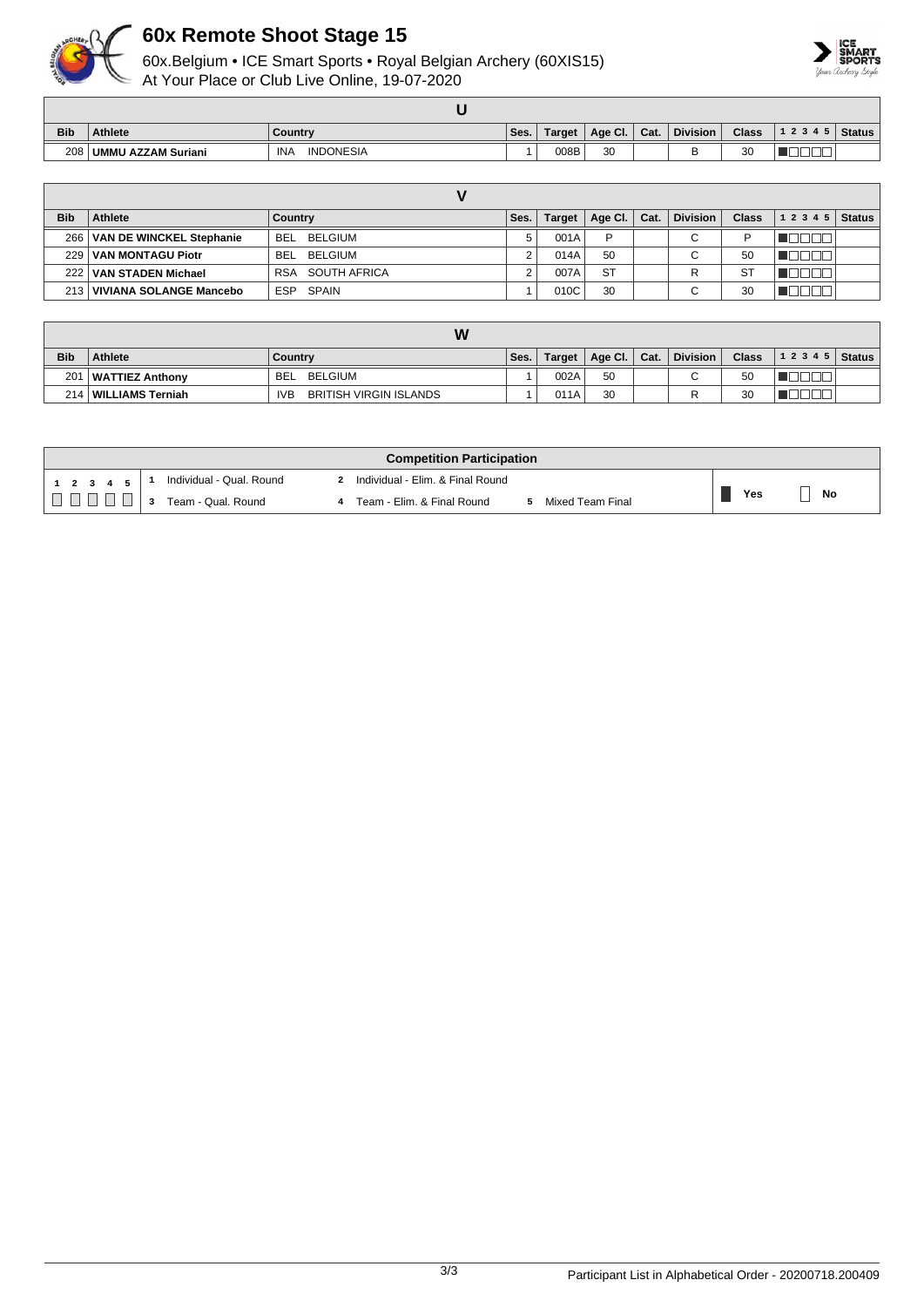# 60x Remote Shoot Stage 15

60x.Belgium • ICE Smart Sports • Royal Belgian Archery (60XIS15)
At Your Place or Club Live Online, 19-07-2020

## U

| Bib | Athlete | Country | Ses. | Target | Age Cl. | Cat. | Division | Class | 1 2 3 4 5 | Status |
|---|---|---|---|---|---|---|---|---|---|---|
| 208 | **UMMU AZZAM Suriani** | INA INDONESIA | 1 | 008B | 30 | | B | 30 | ■□□□□ | |

## V

| Bib | Athlete | Country | Ses. | Target | Age Cl. | Cat. | Division | Class | 1 2 3 4 5 | Status |
|---|---|---|---|---|---|---|---|---|---|---|
| 266 | **VAN DE WINCKEL Stephanie** | BEL BELGIUM | 5 | 001A | P | | C | P | ■□□□□ | |
| 229 | **VAN MONTAGU Piotr** | BEL BELGIUM | 2 | 014A | 50 | | C | 50 | ■□□□□ | |
| 222 | **VAN STADEN Michael** | RSA SOUTH AFRICA | 2 | 007A | ST | | R | ST | ■□□□□ | |
| 213 | **VIVIANA SOLANGE Mancebo** | ESP SPAIN | 1 | 010C | 30 | | C | 30 | ■□□□□ | |

## W

| Bib | Athlete | Country | Ses. | Target | Age Cl. | Cat. | Division | Class | 1 2 3 4 5 | Status |
|---|---|---|---|---|---|---|---|---|---|---|
| 201 | **WATTIEZ Anthony** | BEL BELGIUM | 1 | 002A | 50 | | C | 50 | ■□□□□ | |
| 214 | **WILLIAMS Terniah** | IVB BRITISH VIRGIN ISLANDS | 1 | 011A | 30 | | R | 30 | ■□□□□ | |

## Competition Participation

| 1 2 3 4 5 | | | | |
|---|---|---|---|---|
| □□□□□ | 1 Individual - Qual. Round | 2 Individual - Elim. & Final Round | | ■ Yes □ No |
| | 3 Team - Qual. Round | 4 Team - Elim. & Final Round | 5 Mixed Team Final | |

Participant List in Alphabetical Order - 20200718.200409